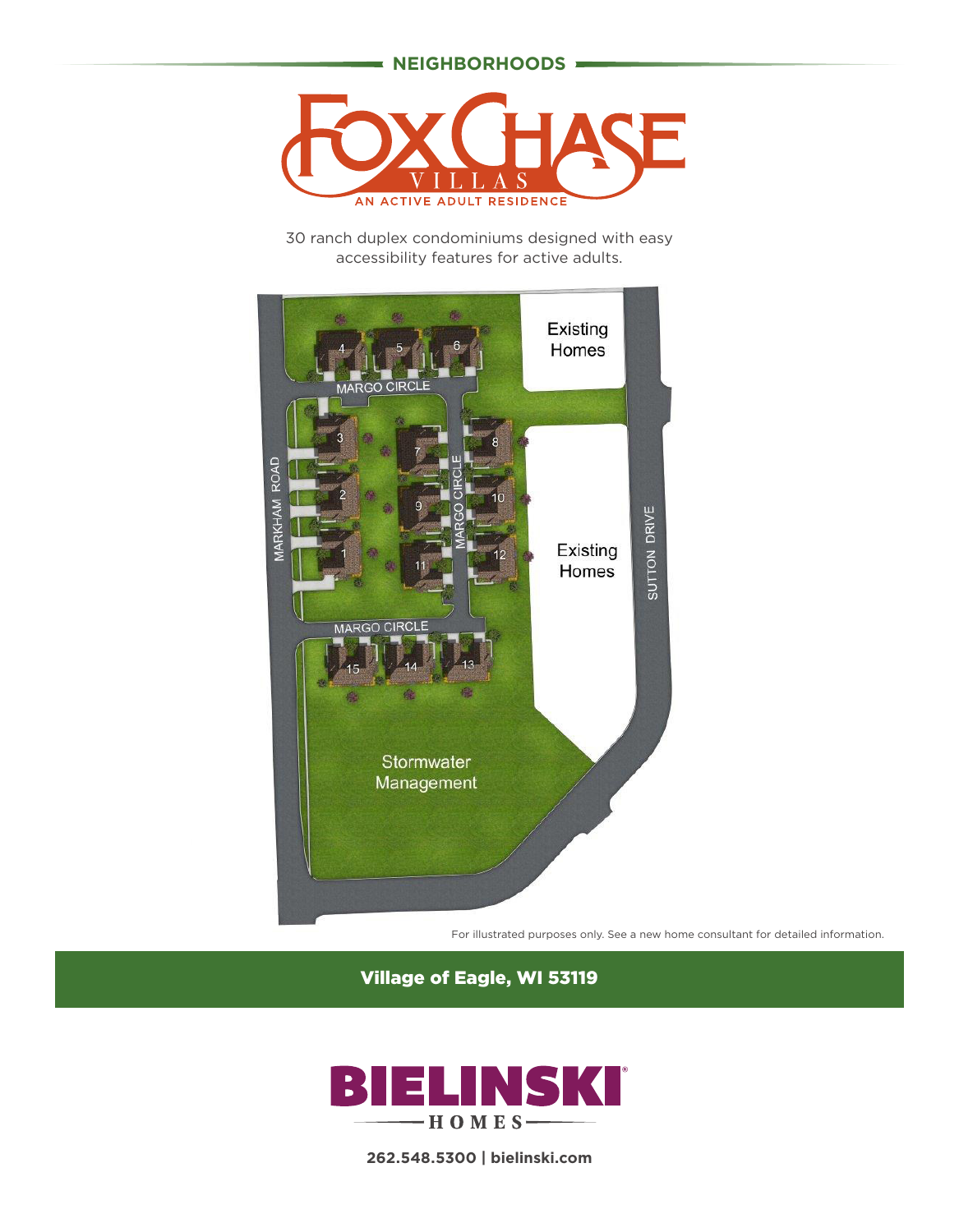NEIGHBORHOODS

# FOX CHASE VILLAS

AN ACTIVE ADULT RESIDENCE

30 ranch duplex condominiums designed with easy accessibility features for active adults.

Existing Homes

MARGO CIRCLE

MARKHAM ROAD

MARGO CIRCLE

Existing Homes

SUTTON DRIVE

MARGO CIRCLE

Stormwater Management

For illustrated purposes only. See a new home consultant for detailed information.

**Village of Eagle, WI 53119**

BIELINSKI® HOMES

**262.548.5300 | bielinski.com**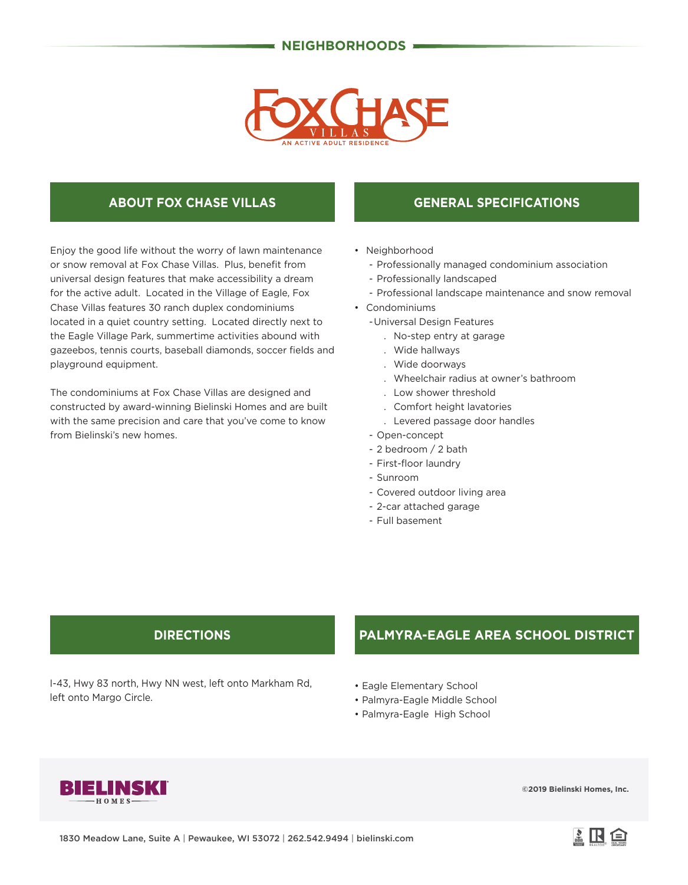# NEIGHBORHOODS

FOX CHASE VILLAS
AN ACTIVE ADULT RESIDENCE

## ABOUT FOX CHASE VILLAS

Enjoy the good life without the worry of lawn maintenance or snow removal at Fox Chase Villas. Plus, benefit from universal design features that make accessibility a dream for the active adult. Located in the Village of Eagle, Fox Chase Villas features 30 ranch duplex condominiums located in a quiet country setting. Located directly next to the Eagle Village Park, summertime activities abound with gazeebos, tennis courts, baseball diamonds, soccer fields and playground equipment.

The condominiums at Fox Chase Villas are designed and constructed by award-winning Bielinski Homes and are built with the same precision and care that you've come to know from Bielinski's new homes.

## GENERAL SPECIFICATIONS

- Neighborhood
  - Professionally managed condominium association
  - Professionally landscaped
  - Professional landscape maintenance and snow removal
- Condominiums
  - Universal Design Features
    - No-step entry at garage
    - Wide hallways
    - Wide doorways
    - Wheelchair radius at owner's bathroom
    - Low shower threshold
    - Comfort height lavatories
    - Levered passage door handles
  - Open-concept
  - 2 bedroom / 2 bath
  - First-floor laundry
  - Sunroom
  - Covered outdoor living area
  - 2-car attached garage
  - Full basement

## DIRECTIONS

I-43, Hwy 83 north, Hwy NN west, left onto Markham Rd, left onto Margo Circle.

## PALMYRA-EAGLE AREA SCHOOL DISTRICT

- Eagle Elementary School
- Palmyra-Eagle Middle School
- Palmyra-Eagle High School

BIELINSKI HOMES

©2019 Bielinski Homes, Inc.

1830 Meadow Lane, Suite A | Pewaukee, WI 53072 | 262.542.9494 | bielinski.com